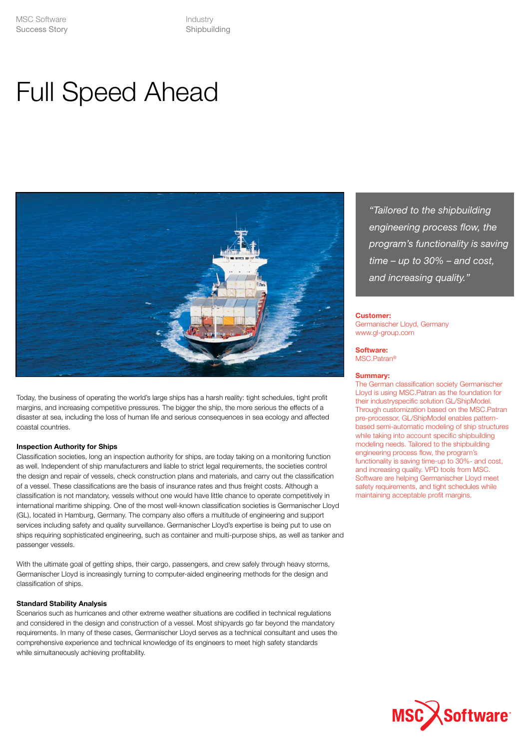MSC Software
Success Story

Industry
Shipbuilding

# Full Speed Ahead

> *"Tailored to the shipbuilding engineering process flow, the program's functionality is saving time – up to 30% – and cost, and increasing quality."*

**Customer:**
Germanischer Lloyd, Germany
www.gl-group.com

**Software:**
MSC.Patran®

**Summary:**
The German classification society Germanischer Lloyd is using MSC.Patran as the foundation for their industryspecific solution GL/ShipModel. Through customization based on the MSC.Patran pre-processor, GL/ShipModel enables pattern-based semi-automatic modeling of ship structures while taking into account specific shipbuilding modeling needs. Tailored to the shipbuilding engineering process flow, the program's functionality is saving time-up to 30%- and cost, and increasing quality. VPD tools from MSC. Software are helping Germanischer Lloyd meet safety requirements, and tight schedules while maintaining acceptable profit margins.

Today, the business of operating the world's large ships has a harsh reality: tight schedules, tight profit margins, and increasing competitive pressures. The bigger the ship, the more serious the effects of a disaster at sea, including the loss of human life and serious consequences in sea ecology and affected coastal countries.

### Inspection Authority for Ships

Classification societies, long an inspection authority for ships, are today taking on a monitoring function as well. Independent of ship manufacturers and liable to strict legal requirements, the societies control the design and repair of vessels, check construction plans and materials, and carry out the classification of a vessel. These classifications are the basis of insurance rates and thus freight costs. Although a classification is not mandatory, vessels without one would have little chance to operate competitively in international maritime shipping. One of the most well-known classification societies is Germanischer Lloyd (GL), located in Hamburg, Germany. The company also offers a multitude of engineering and support services including safety and quality surveillance. Germanischer Lloyd's expertise is being put to use on ships requiring sophisticated engineering, such as container and multi-purpose ships, as well as tanker and passenger vessels.

With the ultimate goal of getting ships, their cargo, passengers, and crew safely through heavy storms, Germanischer Lloyd is increasingly turning to computer-aided engineering methods for the design and classification of ships.

### Standard Stability Analysis

Scenarios such as hurricanes and other extreme weather situations are codified in technical regulations and considered in the design and construction of a vessel. Most shipyards go far beyond the mandatory requirements. In many of these cases, Germanischer Lloyd serves as a technical consultant and uses the comprehensive experience and technical knowledge of its engineers to meet high safety standards while simultaneously achieving profitability.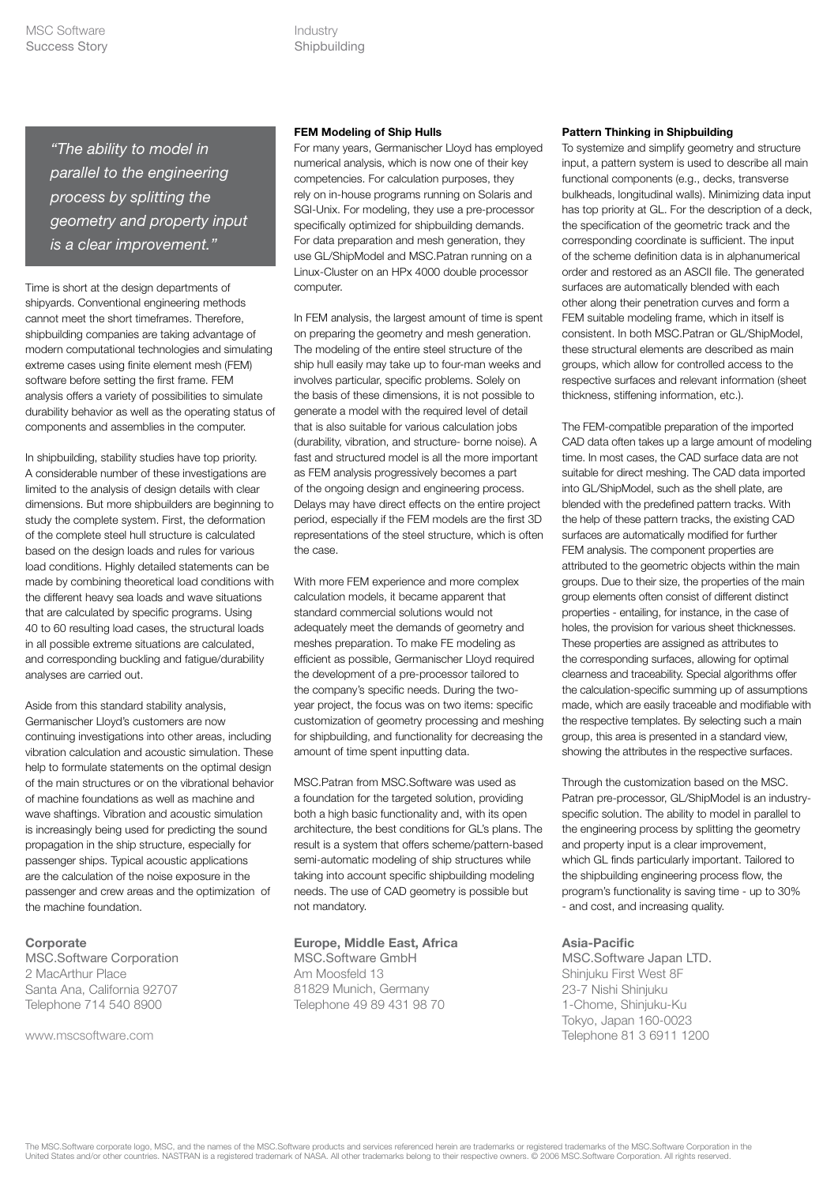*"The ability to model in parallel to the engineering process by splitting the geometry and property input is a clear improvement."*

Time is short at the design departments of shipyards. Conventional engineering methods cannot meet the short timeframes. Therefore, shipbuilding companies are taking advantage of modern computational technologies and simulating extreme cases using finite element mesh (FEM) software before setting the first frame. FEM analysis offers a variety of possibilities to simulate durability behavior as well as the operating status of components and assemblies in the computer.

In shipbuilding, stability studies have top priority. A considerable number of these investigations are limited to the analysis of design details with clear dimensions. But more shipbuilders are beginning to study the complete system. First, the deformation of the complete steel hull structure is calculated based on the design loads and rules for various load conditions. Highly detailed statements can be made by combining theoretical load conditions with the different heavy sea loads and wave situations that are calculated by specific programs. Using 40 to 60 resulting load cases, the structural loads in all possible extreme situations are calculated, and corresponding buckling and fatigue/durability analyses are carried out.

Aside from this standard stability analysis, Germanischer Lloyd's customers are now continuing investigations into other areas, including vibration calculation and acoustic simulation. These help to formulate statements on the optimal design of the main structures or on the vibrational behavior of machine foundations as well as machine and wave shaftings. Vibration and acoustic simulation is increasingly being used for predicting the sound propagation in the ship structure, especially for passenger ships. Typical acoustic applications are the calculation of the noise exposure in the passenger and crew areas and the optimization of the machine foundation.

**FEM Modeling of Ship Hulls**

For many years, Germanischer Lloyd has employed numerical analysis, which is now one of their key competencies. For calculation purposes, they rely on in-house programs running on Solaris and SGI-Unix. For modeling, they use a pre-processor specifically optimized for shipbuilding demands. For data preparation and mesh generation, they use GL/ShipModel and MSC.Patran running on a Linux-Cluster on an HPx 4000 double processor computer.

In FEM analysis, the largest amount of time is spent on preparing the geometry and mesh generation. The modeling of the entire steel structure of the ship hull easily may take up to four-man weeks and involves particular, specific problems. Solely on the basis of these dimensions, it is not possible to generate a model with the required level of detail that is also suitable for various calculation jobs (durability, vibration, and structure- borne noise). A fast and structured model is all the more important as FEM analysis progressively becomes a part of the ongoing design and engineering process. Delays may have direct effects on the entire project period, especially if the FEM models are the first 3D representations of the steel structure, which is often the case.

With more FEM experience and more complex calculation models, it became apparent that standard commercial solutions would not adequately meet the demands of geometry and meshes preparation. To make FE modeling as efficient as possible, Germanischer Lloyd required the development of a pre-processor tailored to the company's specific needs. During the two-year project, the focus was on two items: specific customization of geometry processing and meshing for shipbuilding, and functionality for decreasing the amount of time spent inputting data.

MSC.Patran from MSC.Software was used as a foundation for the targeted solution, providing both a high basic functionality and, with its open architecture, the best conditions for GL's plans. The result is a system that offers scheme/pattern-based semi-automatic modeling of ship structures while taking into account specific shipbuilding modeling needs. The use of CAD geometry is possible but not mandatory.

**Pattern Thinking in Shipbuilding**

To systemize and simplify geometry and structure input, a pattern system is used to describe all main functional components (e.g., decks, transverse bulkheads, longitudinal walls). Minimizing data input has top priority at GL. For the description of a deck, the specification of the geometric track and the corresponding coordinate is sufficient. The input of the scheme definition data is in alphanumerical order and restored as an ASCII file. The generated surfaces are automatically blended with each other along their penetration curves and form a FEM suitable modeling frame, which in itself is consistent. In both MSC.Patran or GL/ShipModel, these structural elements are described as main groups, which allow for controlled access to the respective surfaces and relevant information (sheet thickness, stiffening information, etc.).

The FEM-compatible preparation of the imported CAD data often takes up a large amount of modeling time. In most cases, the CAD surface data are not suitable for direct meshing. The CAD data imported into GL/ShipModel, such as the shell plate, are blended with the predefined pattern tracks. With the help of these pattern tracks, the existing CAD surfaces are automatically modified for further FEM analysis. The component properties are attributed to the geometric objects within the main groups. Due to their size, the properties of the main group elements often consist of different distinct properties - entailing, for instance, in the case of holes, the provision for various sheet thicknesses. These properties are assigned as attributes to the corresponding surfaces, allowing for optimal clearness and traceability. Special algorithms offer the calculation-specific summing up of assumptions made, which are easily traceable and modifiable with the respective templates. By selecting such a main group, this area is presented in a standard view, showing the attributes in the respective surfaces.

Through the customization based on the MSC. Patran pre-processor, GL/ShipModel is an industry-specific solution. The ability to model in parallel to the engineering process by splitting the geometry and property input is a clear improvement, which GL finds particularly important. Tailored to the shipbuilding engineering process flow, the program's functionality is saving time - up to 30% - and cost, and increasing quality.

**Corporate**
MSC.Software Corporation
2 MacArthur Place
Santa Ana, California 92707
Telephone 714 540 8900

www.mscsoftware.com

**Europe, Middle East, Africa**
MSC.Software GmbH
Am Moosfeld 13
81829 Munich, Germany
Telephone 49 89 431 98 70

**Asia-Pacific**
MSC.Software Japan LTD.
Shinjuku First West 8F
23-7 Nishi Shinjuku
1-Chome, Shinjuku-Ku
Tokyo, Japan 160-0023
Telephone 81 3 6911 1200

The MSC.Software corporate logo, MSC, and the names of the MSC.Software products and services referenced herein are trademarks or registered trademarks of the MSC.Software Corporation in the United States and/or other countries. NASTRAN is a registered trademark of NASA. All other trademarks belong to their respective owners. © 2006 MSC.Software Corporation. All rights reserved.